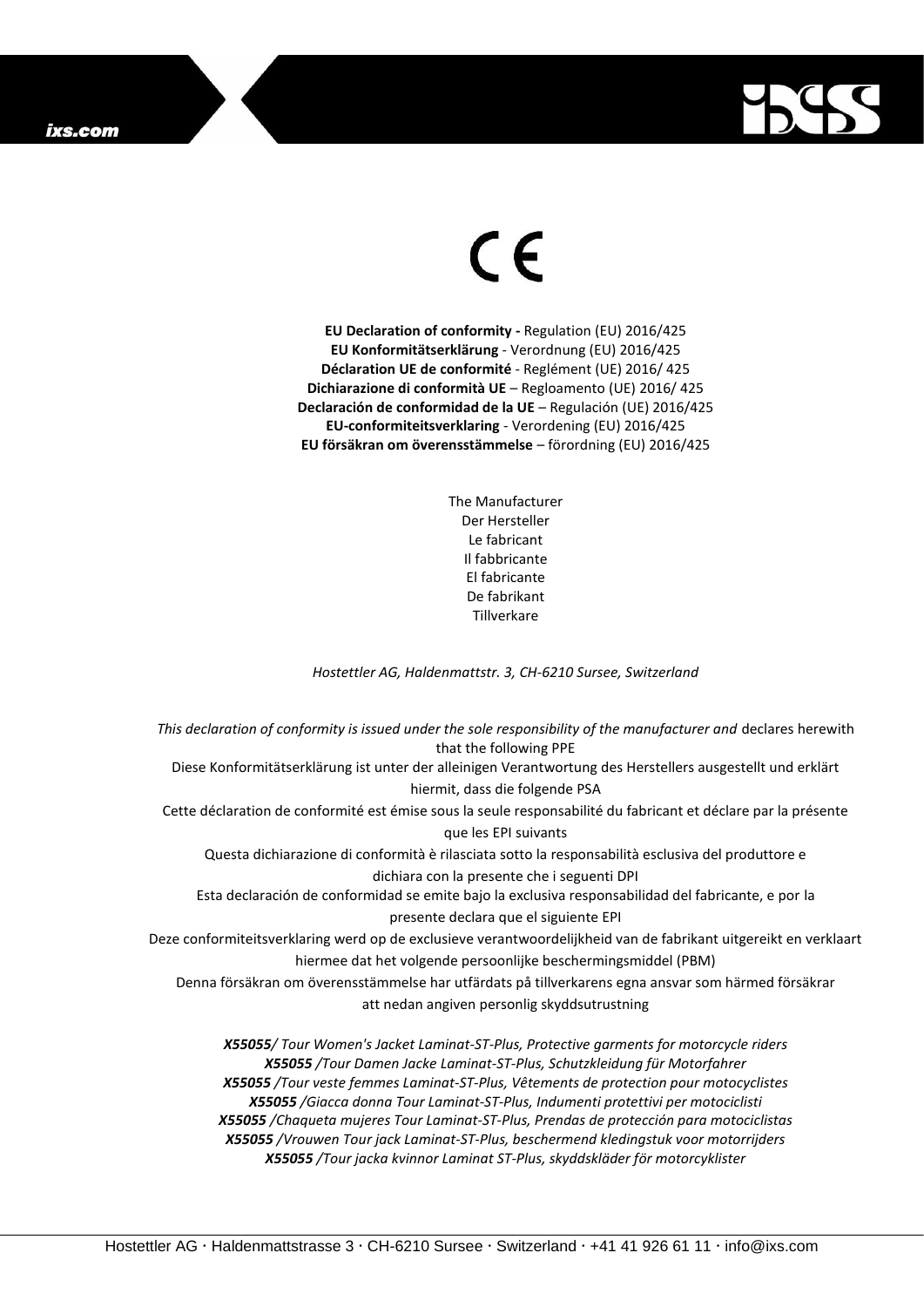CE

**EU Declaration of conformity -** Regulation (EU) 2016/425
**EU Konformitätserklärung** - Verordnung (EU) 2016/425
**Déclaration UE de conformité** - Reglément (UE) 2016/ 425
**Dichiarazione di conformità UE** – Regloamento (UE) 2016/ 425
**Declaración de conformidad de la UE** – Regulación (UE) 2016/425
**EU-conformiteitsverklaring** - Verordening (EU) 2016/425
**EU försäkran om överensstämmelse** – förordning (EU) 2016/425

The Manufacturer
Der Hersteller
Le fabricant
Il fabbricante
El fabricante
De fabrikant
Tillverkare

*Hostettler AG, Haldenmattstr. 3, CH-6210 Sursee, Switzerland*

*This declaration of conformity is issued under the sole responsibility of the manufacturer and* declares herewith that the following PPE
Diese Konformitätserklärung ist unter der alleinigen Verantwortung des Herstellers ausgestellt und erklärt hiermit, dass die folgende PSA
Cette déclaration de conformité est émise sous la seule responsabilité du fabricant et déclare par la présente que les EPI suivants
Questa dichiarazione di conformità è rilasciata sotto la responsabilità esclusiva del produttore e dichiara con la presente che i seguenti DPI
Esta declaración de conformidad se emite bajo la exclusiva responsabilidad del fabricante, e por la presente declara que el siguiente EPI
Deze conformiteitsverklaring werd op de exclusieve verantwoordelijkheid van de fabrikant uitgereikt en verklaart hiermee dat het volgende persoonlijke beschermingsmiddel (PBM)
Denna försäkran om överensstämmelse har utfärdats på tillverkarens egna ansvar som härmed försäkrar att nedan angiven personlig skyddsutrustning

***X55055****/ Tour Women's Jacket Laminat-ST-Plus, Protective garments for motorcycle riders*
***X55055*** */Tour Damen Jacke Laminat-ST-Plus, Schutzkleidung für Motorfahrer*
***X55055*** */Tour veste femmes Laminat-ST-Plus, Vêtements de protection pour motocyclistes*
***X55055*** */Giacca donna Tour Laminat-ST-Plus, Indumenti protettivi per motociclisti*
***X55055*** */Chaqueta mujeres Tour Laminat-ST-Plus, Prendas de protección para motociclistas*
***X55055*** */Vrouwen Tour jack Laminat-ST-Plus, beschermend kledingstuk voor motorrijders*
***X55055*** */Tour jacka kvinnor Laminat ST-Plus, skyddskläder för motorcyklister*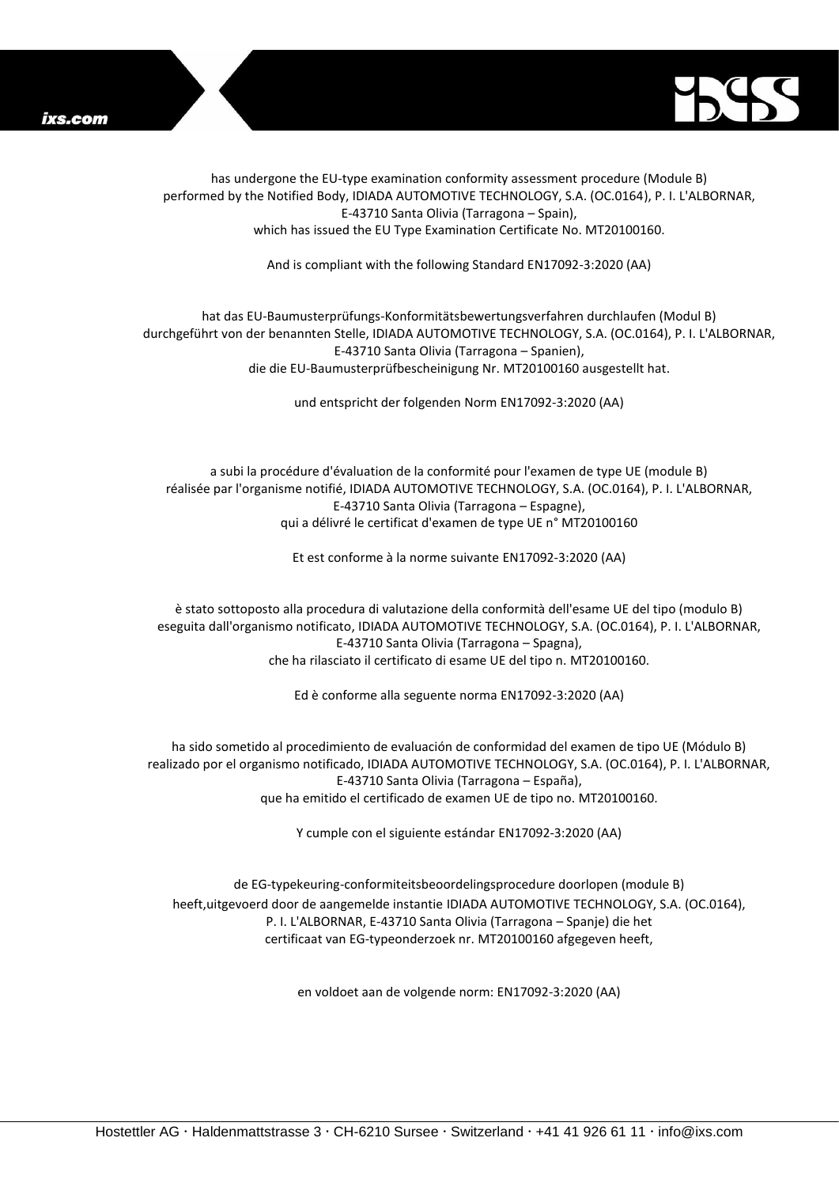has undergone the EU-type examination conformity assessment procedure (Module B)
performed by the Notified Body, IDIADA AUTOMOTIVE TECHNOLOGY, S.A. (OC.0164), P. I. L'ALBORNAR,
E-43710 Santa Olivia (Tarragona – Spain),
which has issued the EU Type Examination Certificate No. MT20100160.

And is compliant with the following Standard EN17092-3:2020 (AA)

hat das EU-Baumusterprüfungs-Konformitätsbewertungsverfahren durchlaufen (Modul B)
durchgeführt von der benannten Stelle, IDIADA AUTOMOTIVE TECHNOLOGY, S.A. (OC.0164), P. I. L'ALBORNAR,
E-43710 Santa Olivia (Tarragona – Spanien),
die die EU-Baumusterprüfbescheinigung Nr. MT20100160 ausgestellt hat.

und entspricht der folgenden Norm EN17092-3:2020 (AA)

a subi la procédure d'évaluation de la conformité pour l'examen de type UE (module B)
réalisée par l'organisme notifié, IDIADA AUTOMOTIVE TECHNOLOGY, S.A. (OC.0164), P. I. L'ALBORNAR,
E-43710 Santa Olivia (Tarragona – Espagne),
qui a délivré le certificat d'examen de type UE n° MT20100160

Et est conforme à la norme suivante EN17092-3:2020 (AA)

è stato sottoposto alla procedura di valutazione della conformità dell'esame UE del tipo (modulo B)
eseguita dall'organismo notificato, IDIADA AUTOMOTIVE TECHNOLOGY, S.A. (OC.0164), P. I. L'ALBORNAR,
E-43710 Santa Olivia (Tarragona – Spagna),
che ha rilasciato il certificato di esame UE del tipo n. MT20100160.

Ed è conforme alla seguente norma EN17092-3:2020 (AA)

ha sido sometido al procedimiento de evaluación de conformidad del examen de tipo UE (Módulo B)
realizado por el organismo notificado, IDIADA AUTOMOTIVE TECHNOLOGY, S.A. (OC.0164), P. I. L'ALBORNAR,
E-43710 Santa Olivia (Tarragona – España),
que ha emitido el certificado de examen UE de tipo no. MT20100160.

Y cumple con el siguiente estándar EN17092-3:2020 (AA)

de EG-typekeuring-conformiteitsbeoordelingsprocedure doorlopen (module B)
heeft,uitgevoerd door de aangemelde instantie IDIADA AUTOMOTIVE TECHNOLOGY, S.A. (OC.0164),
P. I. L'ALBORNAR, E-43710 Santa Olivia (Tarragona – Spanje) die het
certificaat van EG-typeonderzoek nr. MT20100160 afgegeven heeft,

en voldoet aan de volgende norm: EN17092-3:2020 (AA)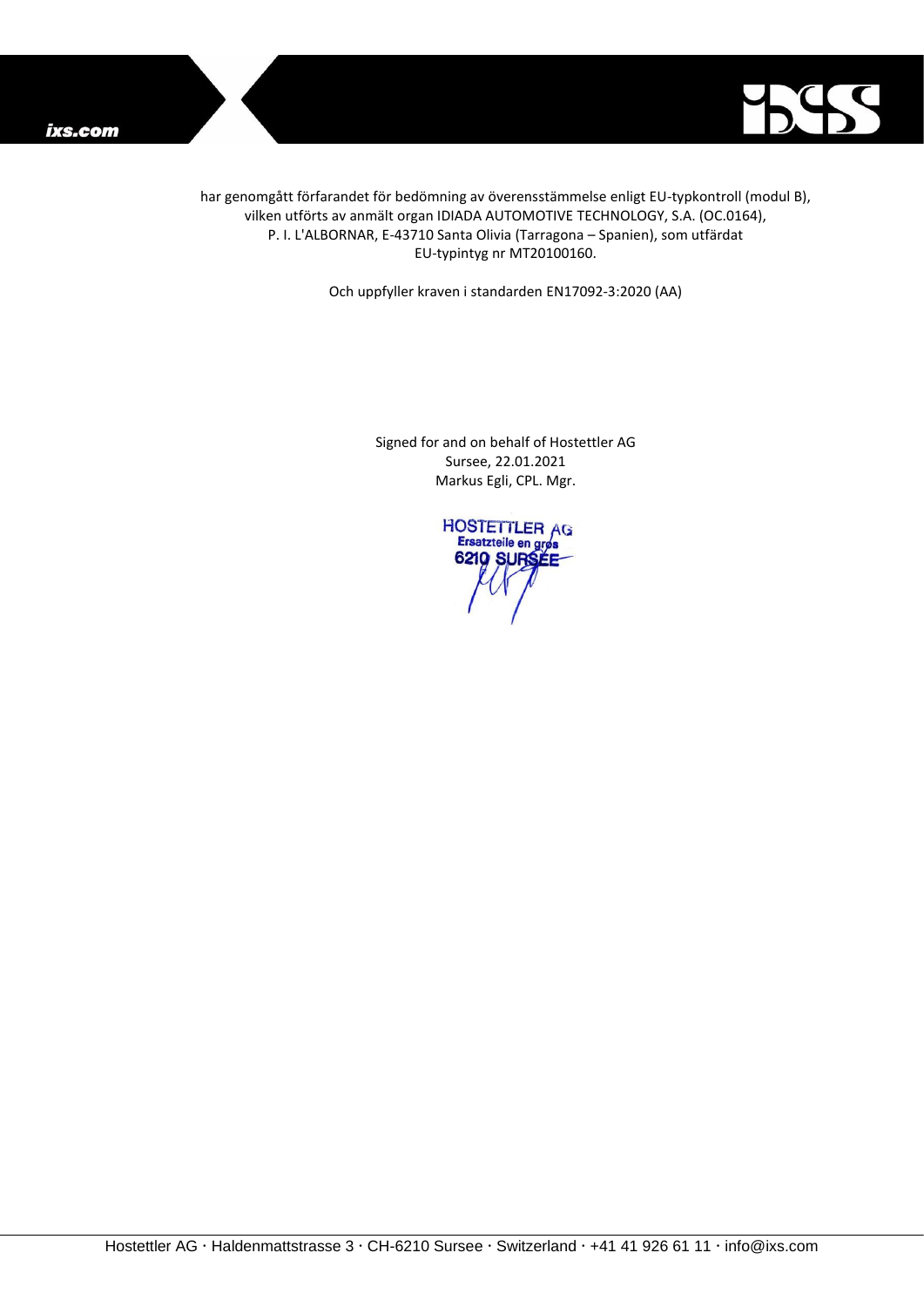har genomgått förfarandet för bedömning av överensstämmelse enligt EU-typkontroll (modul B), vilken utförts av anmält organ IDIADA AUTOMOTIVE TECHNOLOGY, S.A. (OC.0164), P. I. L'ALBORNAR, E-43710 Santa Olivia (Tarragona – Spanien), som utfärdat EU-typintyg nr MT20100160.

Och uppfyller kraven i standarden EN17092-3:2020 (AA)

Signed for and on behalf of Hostettler AG
Sursee, 22.01.2021
Markus Egli, CPL. Mgr.

HOSTETTLER AG
Ersatzteile en gros
6210 SURSEE